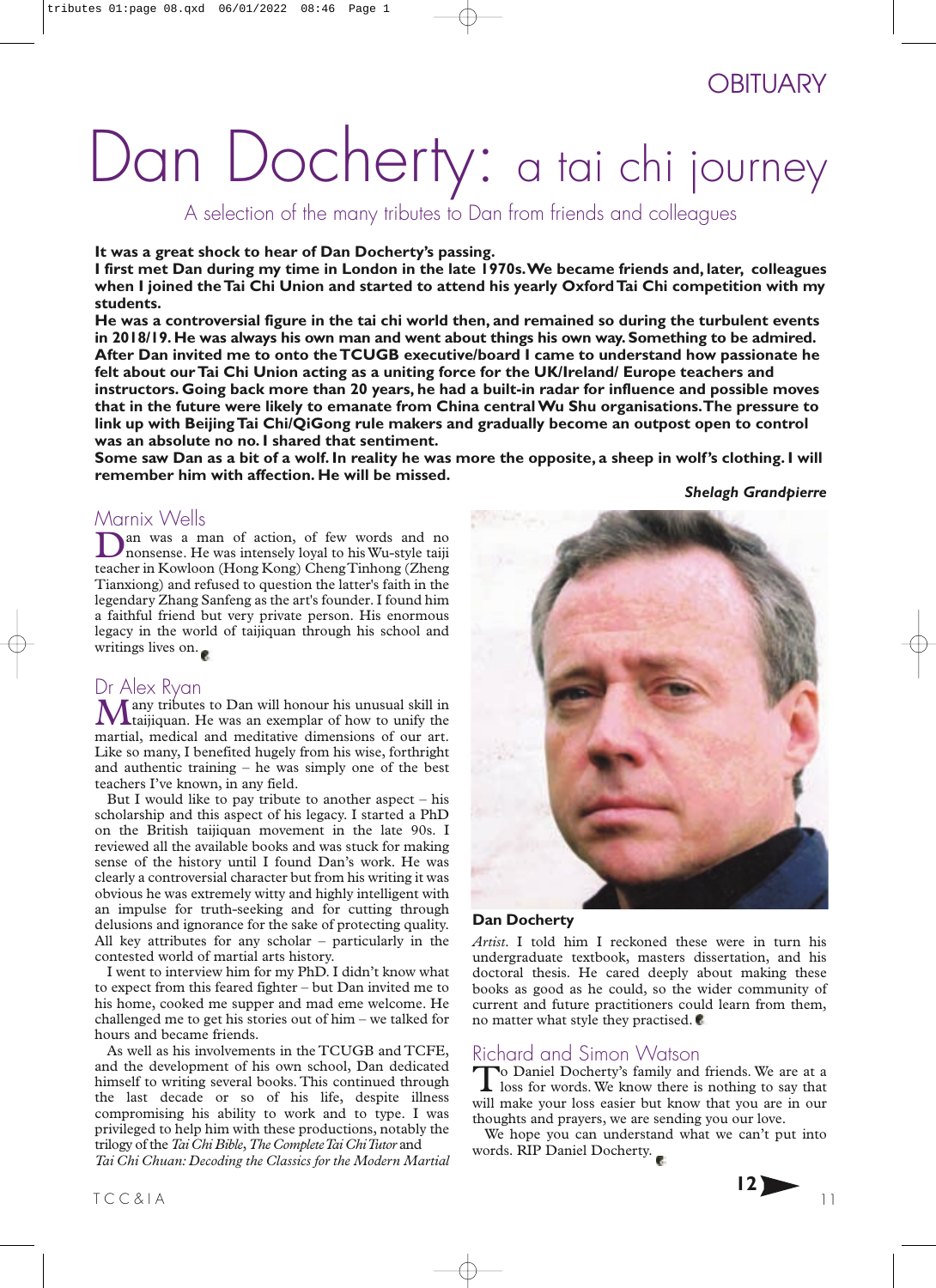OBITUARY

# Dan Docherty: a tai chi journey

A selection of the many tributes to Dan from friends and colleagues

**It was a great shock to hear of Dan Docherty's passing.**
**I first met Dan during my time in London in the late 1970s. We became friends and, later, colleagues when I joined the Tai Chi Union and started to attend his yearly Oxford Tai Chi competition with my students.**
**He was a controversial figure in the tai chi world then, and remained so during the turbulent events in 2018/19. He was always his own man and went about things his own way. Something to be admired. After Dan invited me to onto the TCUGB executive/board I came to understand how passionate he felt about our Tai Chi Union acting as a uniting force for the UK/Ireland/ Europe teachers and instructors. Going back more than 20 years, he had a built-in radar for influence and possible moves that in the future were likely to emanate from China central Wu Shu organisations. The pressure to link up with Beijing Tai Chi/QiGong rule makers and gradually become an outpost open to control was an absolute no no. I shared that sentiment.**
**Some saw Dan as a bit of a wolf. In reality he was more the opposite, a sheep in wolf's clothing. I will remember him with affection. He will be missed.**

***Shelagh Grandpierre***

## Marnix Wells

Dan was a man of action, of few words and no nonsense. He was intensely loyal to his Wu-style taiji teacher in Kowloon (Hong Kong) Cheng Tinhong (Zheng Tianxiong) and refused to question the latter's faith in the legendary Zhang Sanfeng as the art's founder. I found him a faithful friend but very private person. His enormous legacy in the world of taijiquan through his school and writings lives on.

## Dr Alex Ryan

Many tributes to Dan will honour his unusual skill in taijiquan. He was an exemplar of how to unify the martial, medical and meditative dimensions of our art. Like so many, I benefited hugely from his wise, forthright and authentic training – he was simply one of the best teachers I've known, in any field.

But I would like to pay tribute to another aspect – his scholarship and this aspect of his legacy. I started a PhD on the British taijiquan movement in the late 90s. I reviewed all the available books and was stuck for making sense of the history until I found Dan's work. He was clearly a controversial character but from his writing it was obvious he was extremely witty and highly intelligent with an impulse for truth-seeking and for cutting through delusions and ignorance for the sake of protecting quality. All key attributes for any scholar – particularly in the contested world of martial arts history.

I went to interview him for my PhD. I didn't know what to expect from this feared fighter – but Dan invited me to his home, cooked me supper and mad eme welcome. He challenged me to get his stories out of him – we talked for hours and became friends.

As well as his involvements in the TCUGB and TCFE, and the development of his own school, Dan dedicated himself to writing several books. This continued through the last decade or so of his life, despite illness compromising his ability to work and to type. I was privileged to help him with these productions, notably the trilogy of the *Tai Chi Bible*, *The Complete Tai Chi Tutor* and *Tai Chi Chuan: Decoding the Classics for the Modern Martial Artist*. I told him I reckoned these were in turn his undergraduate textbook, masters dissertation, and his doctoral thesis. He cared deeply about making these books as good as he could, so the wider community of current and future practitioners could learn from them, no matter what style they practised.

**Dan Docherty**

## Richard and Simon Watson

To Daniel Docherty's family and friends. We are at a loss for words. We know there is nothing to say that will make your loss easier but know that you are in our thoughts and prayers, we are sending you our love.

We hope you can understand what we can't put into words. RIP Daniel Docherty.

12 ➤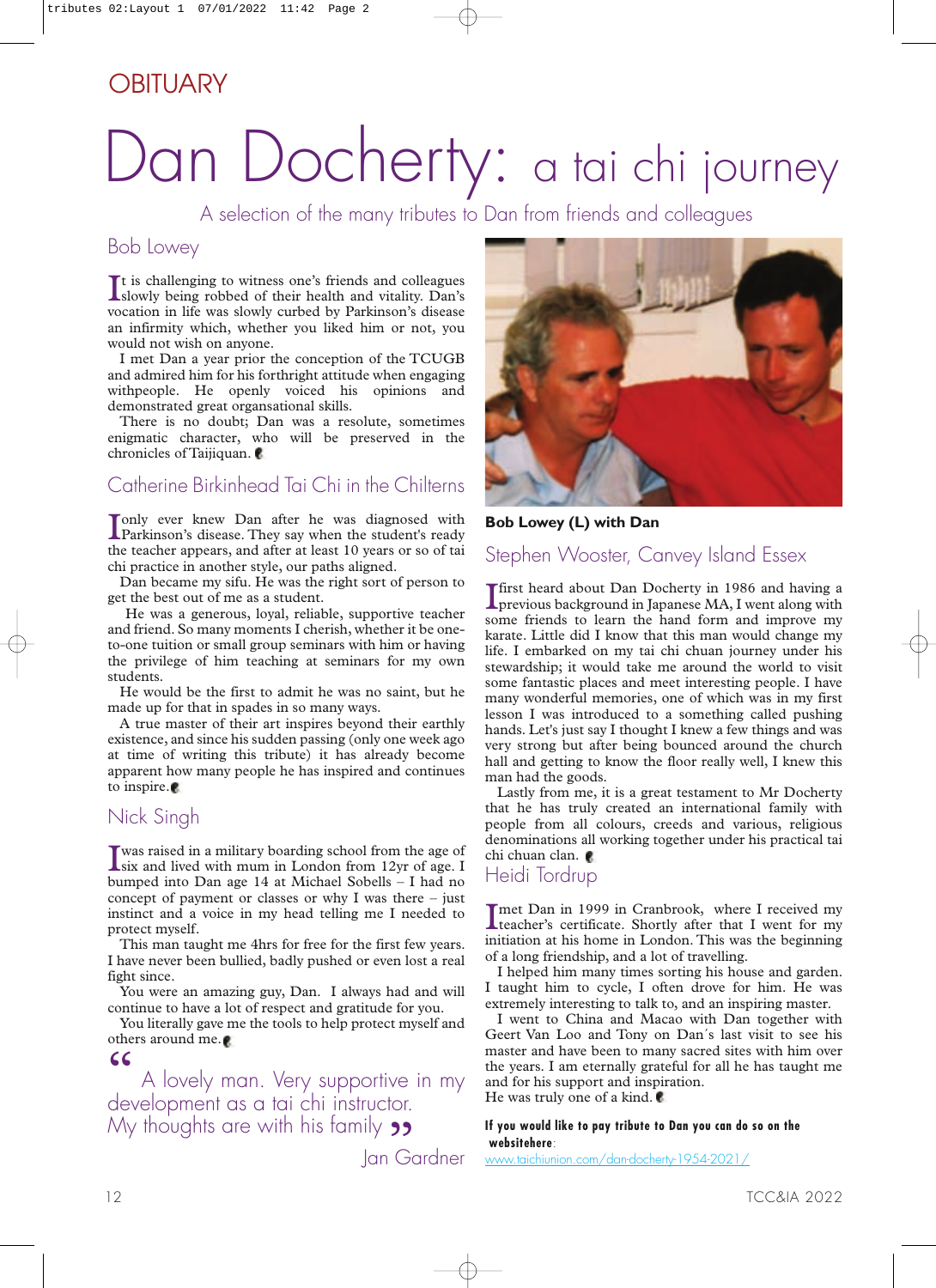OBITUARY

# Dan Docherty: a tai chi journey

A selection of the many tributes to Dan from friends and colleagues

## Bob Lowey

It is challenging to witness one's friends and colleagues slowly being robbed of their health and vitality. Dan's vocation in life was slowly curbed by Parkinson's disease an infirmity which, whether you liked him or not, you would not wish on anyone.

I met Dan a year prior the conception of the TCUGB and admired him for his forthright attitude when engaging withpeople. He openly voiced his opinions and demonstrated great organsational skills.

There is no doubt; Dan was a resolute, sometimes enigmatic character, who will be preserved in the chronicles of Taijiquan.

## Catherine Birkinhead Tai Chi in the Chilterns

I only ever knew Dan after he was diagnosed with Parkinson's disease. They say when the student's ready the teacher appears, and after at least 10 years or so of tai chi practice in another style, our paths aligned.

Dan became my sifu. He was the right sort of person to get the best out of me as a student.

He was a generous, loyal, reliable, supportive teacher and friend. So many moments I cherish, whether it be one-to-one tuition or small group seminars with him or having the privilege of him teaching at seminars for my own students.

He would be the first to admit he was no saint, but he made up for that in spades in so many ways.

A true master of their art inspires beyond their earthly existence, and since his sudden passing (only one week ago at time of writing this tribute) it has already become apparent how many people he has inspired and continues to inspire.

## Nick Singh

I was raised in a military boarding school from the age of six and lived with mum in London from 12yr of age. I bumped into Dan age 14 at Michael Sobells – I had no concept of payment or classes or why I was there – just instinct and a voice in my head telling me I needed to protect myself.

This man taught me 4hrs for free for the first few years. I have never been bullied, badly pushed or even lost a real fight since.

You were an amazing guy, Dan. I always had and will continue to have a lot of respect and gratitude for you.

You literally gave me the tools to help protect myself and others around me.

> "A lovely man. Very supportive in my development as a tai chi instructor. My thoughts are with his family"
>
> Jan Gardner

**Bob Lowey (L) with Dan**

## Stephen Wooster, Canvey Island Essex

I first heard about Dan Docherty in 1986 and having a previous background in Japanese MA, I went along with some friends to learn the hand form and improve my karate. Little did I know that this man would change my life. I embarked on my tai chi chuan journey under his stewardship; it would take me around the world to visit some fantastic places and meet interesting people. I have many wonderful memories, one of which was in my first lesson I was introduced to a something called pushing hands. Let's just say I thought I knew a few things and was very strong but after being bounced around the church hall and getting to know the floor really well, I knew this man had the goods.

Lastly from me, it is a great testament to Mr Docherty that he has truly created an international family with people from all colours, creeds and various, religious denominations all working together under his practical tai chi chuan clan.

## Heidi Tordrup

I met Dan in 1999 in Cranbrook, where I received my teacher's certificate. Shortly after that I went for my initiation at his home in London. This was the beginning of a long friendship, and a lot of travelling.

I helped him many times sorting his house and garden. I taught him to cycle, I often drove for him. He was extremely interesting to talk to, and an inspiring master.

I went to China and Macao with Dan together with Geert Van Loo and Tony on Dan´s last visit to see his master and have been to many sacred sites with him over the years. I am eternally grateful for all he has taught me and for his support and inspiration.

He was truly one of a kind.

**If you would like to pay tribute to Dan you can do so on the websitehere**: www.taichiunion.com/dan-docherty-1954-2021/